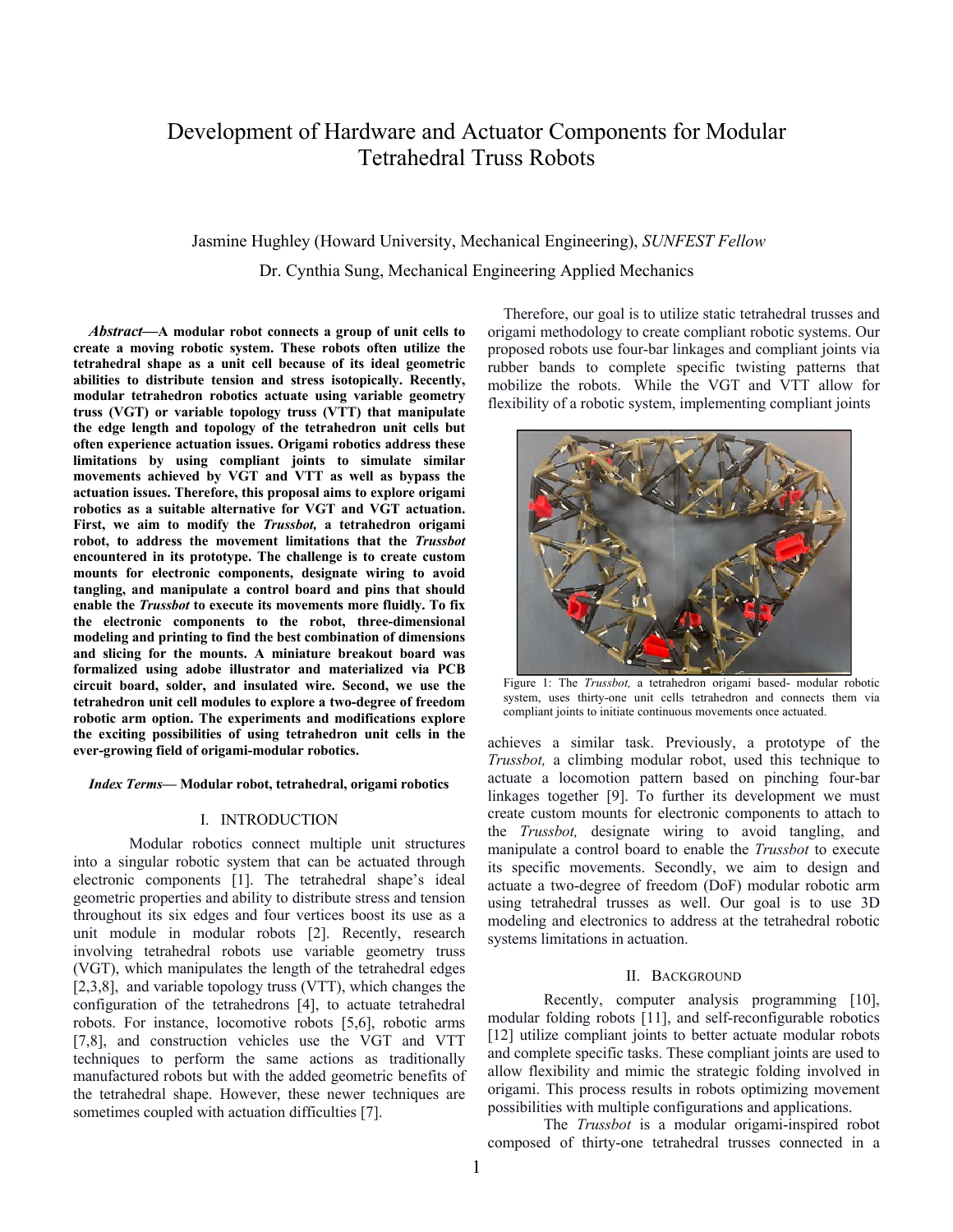# Development of Hardware and Actuator Components for Modular Tetrahedral Truss Robots

Jasmine Hughley (Howard University, Mechanical Engineering), *SUNFEST Fellow*

Dr. Cynthia Sung, Mechanical Engineering Applied Mechanics

***Abstract*—A modular robot connects a group of unit cells to create a moving robotic system. These robots often utilize the tetrahedral shape as a unit cell because of its ideal geometric abilities to distribute tension and stress isotopically. Recently, modular tetrahedron robotics actuate using variable geometry truss (VGT) or variable topology truss (VTT) that manipulate the edge length and topology of the tetrahedron unit cells but often experience actuation issues. Origami robotics address these limitations by using compliant joints to simulate similar movements achieved by VGT and VTT as well as bypass the actuation issues. Therefore, this proposal aims to explore origami robotics as a suitable alternative for VGT and VGT actuation. First, we aim to modify the *Trussbot,* a tetrahedron origami robot, to address the movement limitations that the *Trussbot* encountered in its prototype. The challenge is to create custom mounts for electronic components, designate wiring to avoid tangling, and manipulate a control board and pins that should enable the *Trussbot* to execute its movements more fluidly. To fix the electronic components to the robot, three-dimensional modeling and printing to find the best combination of dimensions and slicing for the mounts. A miniature breakout board was formalized using adobe illustrator and materialized via PCB circuit board, solder, and insulated wire. Second, we use the tetrahedron unit cell modules to explore a two-degree of freedom robotic arm option. The experiments and modifications explore the exciting possibilities of using tetrahedron unit cells in the ever-growing field of origami-modular robotics.**

***Index Terms*— Modular robot, tetrahedral, origami robotics**

## I. INTRODUCTION

Modular robotics connect multiple unit structures into a singular robotic system that can be actuated through electronic components [1]. The tetrahedral shape's ideal geometric properties and ability to distribute stress and tension throughout its six edges and four vertices boost its use as a unit module in modular robots [2]. Recently, research involving tetrahedral robots use variable geometry truss (VGT), which manipulates the length of the tetrahedral edges [2,3,8], and variable topology truss (VTT), which changes the configuration of the tetrahedrons [4], to actuate tetrahedral robots. For instance, locomotive robots [5,6], robotic arms [7,8], and construction vehicles use the VGT and VTT techniques to perform the same actions as traditionally manufactured robots but with the added geometric benefits of the tetrahedral shape. However, these newer techniques are sometimes coupled with actuation difficulties [7].

Therefore, our goal is to utilize static tetrahedral trusses and origami methodology to create compliant robotic systems. Our proposed robots use four-bar linkages and compliant joints via rubber bands to complete specific twisting patterns that mobilize the robots. While the VGT and VTT allow for flexibility of a robotic system, implementing compliant joints achieves a similar task. Previously, a prototype of the *Trussbot,* a climbing modular robot, used this technique to actuate a locomotion pattern based on pinching four-bar linkages together [9]. To further its development we must create custom mounts for electronic components to attach to the *Trussbot,* designate wiring to avoid tangling, and manipulate a control board to enable the *Trussbot* to execute its specific movements. Secondly, we aim to design and actuate a two-degree of freedom (DoF) modular robotic arm using tetrahedral trusses as well. Our goal is to use 3D modeling and electronics to address at the tetrahedral robotic systems limitations in actuation.

Figure 1: The *Trussbot,* a tetrahedron origami based- modular robotic system, uses thirty-one unit cells tetrahedron and connects them via compliant joints to initiate continuous movements once actuated.

## II. BACKGROUND

Recently, computer analysis programming [10], modular folding robots [11], and self-reconfigurable robotics [12] utilize compliant joints to better actuate modular robots and complete specific tasks. These compliant joints are used to allow flexibility and mimic the strategic folding involved in origami. This process results in robots optimizing movement possibilities with multiple configurations and applications.

The *Trussbot* is a modular origami-inspired robot composed of thirty-one tetrahedral trusses connected in a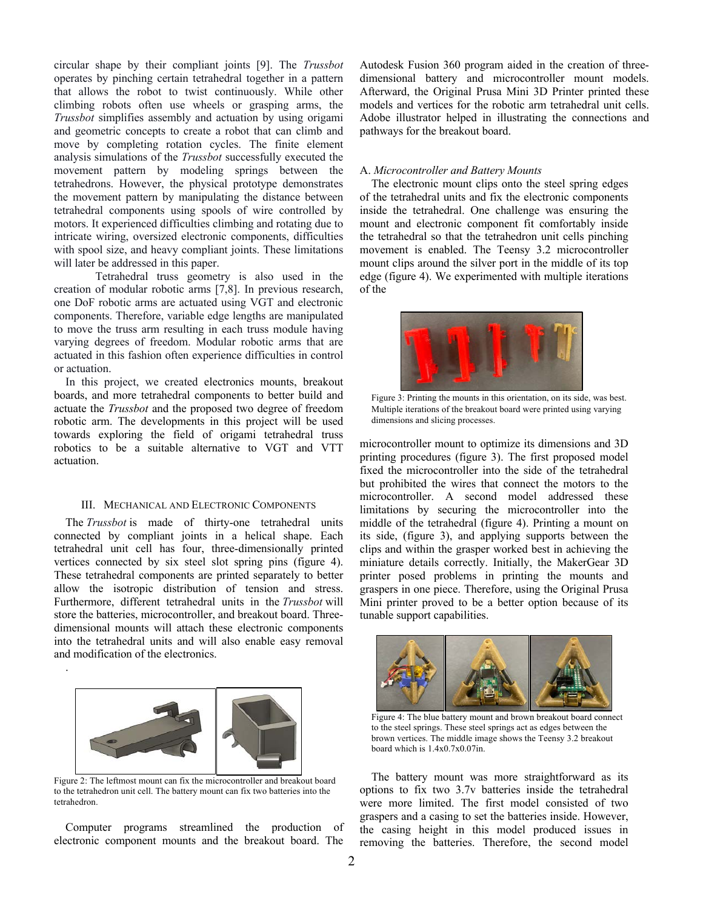circular shape by their compliant joints [9]. The *Trussbot* operates by pinching certain tetrahedral together in a pattern that allows the robot to twist continuously. While other climbing robots often use wheels or grasping arms, the *Trussbot* simplifies assembly and actuation by using origami and geometric concepts to create a robot that can climb and move by completing rotation cycles. The finite element analysis simulations of the *Trussbot* successfully executed the movement pattern by modeling springs between the tetrahedrons. However, the physical prototype demonstrates the movement pattern by manipulating the distance between tetrahedral components using spools of wire controlled by motors. It experienced difficulties climbing and rotating due to intricate wiring, oversized electronic components, difficulties with spool size, and heavy compliant joints. These limitations will later be addressed in this paper.

Tetrahedral truss geometry is also used in the creation of modular robotic arms [7,8]. In previous research, one DoF robotic arms are actuated using VGT and electronic components. Therefore, variable edge lengths are manipulated to move the truss arm resulting in each truss module having varying degrees of freedom. Modular robotic arms that are actuated in this fashion often experience difficulties in control or actuation.

In this project, we created electronics mounts, breakout boards, and more tetrahedral components to better build and actuate the *Trussbot* and the proposed two degree of freedom robotic arm. The developments in this project will be used towards exploring the field of origami tetrahedral truss robotics to be a suitable alternative to VGT and VTT actuation.

## III. Mechanical and Electronic Components

The *Trussbot* is made of thirty-one tetrahedral units connected by compliant joints in a helical shape. Each tetrahedral unit cell has four, three-dimensionally printed vertices connected by six steel slot spring pins (figure 4). These tetrahedral components are printed separately to better allow the isotropic distribution of tension and stress. Furthermore, different tetrahedral units in the *Trussbot* will store the batteries, microcontroller, and breakout board. Three-dimensional mounts will attach these electronic components into the tetrahedral units and will also enable easy removal and modification of the electronics.

.

Figure 2: The leftmost mount can fix the microcontroller and breakout board to the tetrahedron unit cell. The battery mount can fix two batteries into the tetrahedron.

Computer programs streamlined the production of electronic component mounts and the breakout board. The Autodesk Fusion 360 program aided in the creation of three-dimensional battery and microcontroller mount models. Afterward, the Original Prusa Mini 3D Printer printed these models and vertices for the robotic arm tetrahedral unit cells. Adobe illustrator helped in illustrating the connections and pathways for the breakout board.

### A. *Microcontroller and Battery Mounts*

The electronic mount clips onto the steel spring edges of the tetrahedral units and fix the electronic components inside the tetrahedral. One challenge was ensuring the mount and electronic component fit comfortably inside the tetrahedral so that the tetrahedron unit cells pinching movement is enabled. The Teensy 3.2 microcontroller mount clips around the silver port in the middle of its top edge (figure 4). We experimented with multiple iterations of the microcontroller mount to optimize its dimensions and 3D printing procedures (figure 3). The first proposed model fixed the microcontroller into the side of the tetrahedral but prohibited the wires that connect the motors to the microcontroller. A second model addressed these limitations by securing the microcontroller into the middle of the tetrahedral (figure 4). Printing a mount on its side, (figure 3), and applying supports between the clips and within the grasper worked best in achieving the miniature details correctly. Initially, the MakerGear 3D printer posed problems in printing the mounts and graspers in one piece. Therefore, using the Original Prusa Mini printer proved to be a better option because of its tunable support capabilities.

Figure 3: Printing the mounts in this orientation, on its side, was best. Multiple iterations of the breakout board were printed using varying dimensions and slicing processes.

Figure 4: The blue battery mount and brown breakout board connect to the steel springs. These steel springs act as edges between the brown vertices. The middle image shows the Teensy 3.2 breakout board which is 1.4x0.7x0.07in.

The battery mount was more straightforward as its options to fix two 3.7v batteries inside the tetrahedral were more limited. The first model consisted of two graspers and a casing to set the batteries inside. However, the casing height in this model produced issues in removing the batteries. Therefore, the second model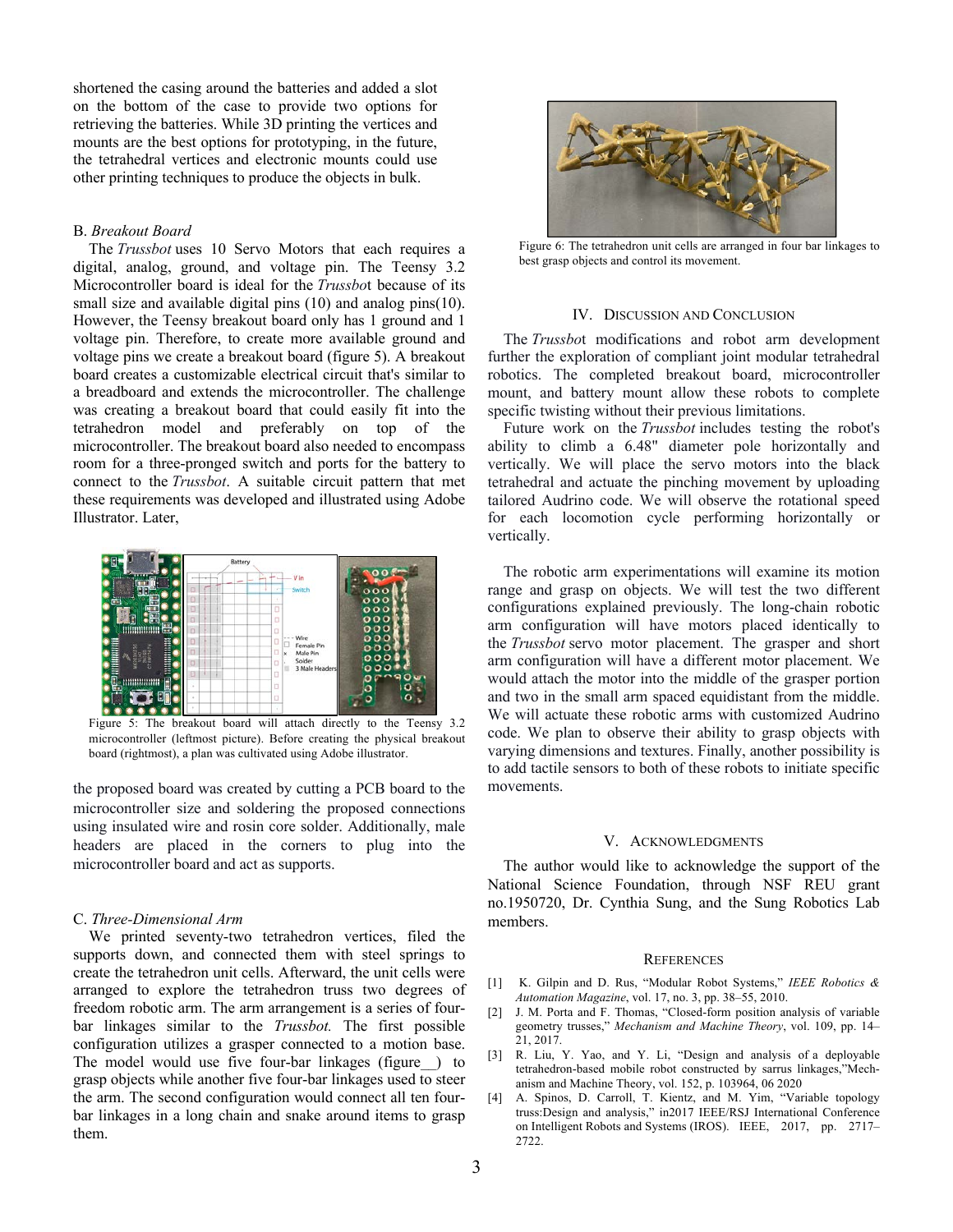shortened the casing around the batteries and added a slot on the bottom of the case to provide two options for retrieving the batteries. While 3D printing the vertices and mounts are the best options for prototyping, in the future, the tetrahedral vertices and electronic mounts could use other printing techniques to produce the objects in bulk.

### B. *Breakout Board*

The *Trussbot* uses 10 Servo Motors that each requires a digital, analog, ground, and voltage pin. The Teensy 3.2 Microcontroller board is ideal for the *Trussbo*t because of its small size and available digital pins (10) and analog pins(10). However, the Teensy breakout board only has 1 ground and 1 voltage pin. Therefore, to create more available ground and voltage pins we create a breakout board (figure 5). A breakout board creates a customizable electrical circuit that's similar to a breadboard and extends the microcontroller. The challenge was creating a breakout board that could easily fit into the tetrahedron model and preferably on top of the microcontroller. The breakout board also needed to encompass room for a three-pronged switch and ports for the battery to connect to the *Trussbot*. A suitable circuit pattern that met these requirements was developed and illustrated using Adobe Illustrator. Later,

Figure 5: The breakout board will attach directly to the Teensy 3.2 microcontroller (leftmost picture). Before creating the physical breakout board (rightmost), a plan was cultivated using Adobe illustrator.

the proposed board was created by cutting a PCB board to the microcontroller size and soldering the proposed connections using insulated wire and rosin core solder. Additionally, male headers are placed in the corners to plug into the microcontroller board and act as supports.

### C. *Three-Dimensional Arm*

We printed seventy-two tetrahedron vertices, filed the supports down, and connected them with steel springs to create the tetrahedron unit cells. Afterward, the unit cells were arranged to explore the tetrahedron truss two degrees of freedom robotic arm. The arm arrangement is a series of four-bar linkages similar to the *Trussbot.* The first possible configuration utilizes a grasper connected to a motion base. The model would use five four-bar linkages (figure__) to grasp objects while another five four-bar linkages used to steer the arm. The second configuration would connect all ten four-bar linkages in a long chain and snake around items to grasp them.

Figure 6: The tetrahedron unit cells are arranged in four bar linkages to best grasp objects and control its movement.

## IV. Discussion and Conclusion

The *Trussbo*t modifications and robot arm development further the exploration of compliant joint modular tetrahedral robotics. The completed breakout board, microcontroller mount, and battery mount allow these robots to complete specific twisting without their previous limitations.

Future work on the *Trussbot* includes testing the robot's ability to climb a 6.48" diameter pole horizontally and vertically. We will place the servo motors into the black tetrahedral and actuate the pinching movement by uploading tailored Audrino code. We will observe the rotational speed for each locomotion cycle performing horizontally or vertically.

The robotic arm experimentations will examine its motion range and grasp on objects. We will test the two different configurations explained previously. The long-chain robotic arm configuration will have motors placed identically to the *Trussbot* servo motor placement. The grasper and short arm configuration will have a different motor placement. We would attach the motor into the middle of the grasper portion and two in the small arm spaced equidistant from the middle. We will actuate these robotic arms with customized Audrino code. We plan to observe their ability to grasp objects with varying dimensions and textures. Finally, another possibility is to add tactile sensors to both of these robots to initiate specific movements.

## V. Acknowledgments

The author would like to acknowledge the support of the National Science Foundation, through NSF REU grant no.1950720, Dr. Cynthia Sung, and the Sung Robotics Lab members.

## References

[1] K. Gilpin and D. Rus, "Modular Robot Systems," *IEEE Robotics & Automation Magazine*, vol. 17, no. 3, pp. 38–55, 2010.

[2] J. M. Porta and F. Thomas, "Closed-form position analysis of variable geometry trusses," *Mechanism and Machine Theory*, vol. 109, pp. 14–21, 2017.

[3] R. Liu, Y. Yao, and Y. Li, "Design and analysis of a deployable tetrahedron-based mobile robot constructed by sarrus linkages,"Mech-anism and Machine Theory, vol. 152, p. 103964, 06 2020

[4] A. Spinos, D. Carroll, T. Kientz, and M. Yim, "Variable topology truss:Design and analysis," in2017 IEEE/RSJ International Conference on Intelligent Robots and Systems (IROS). IEEE, 2017, pp. 2717–2722.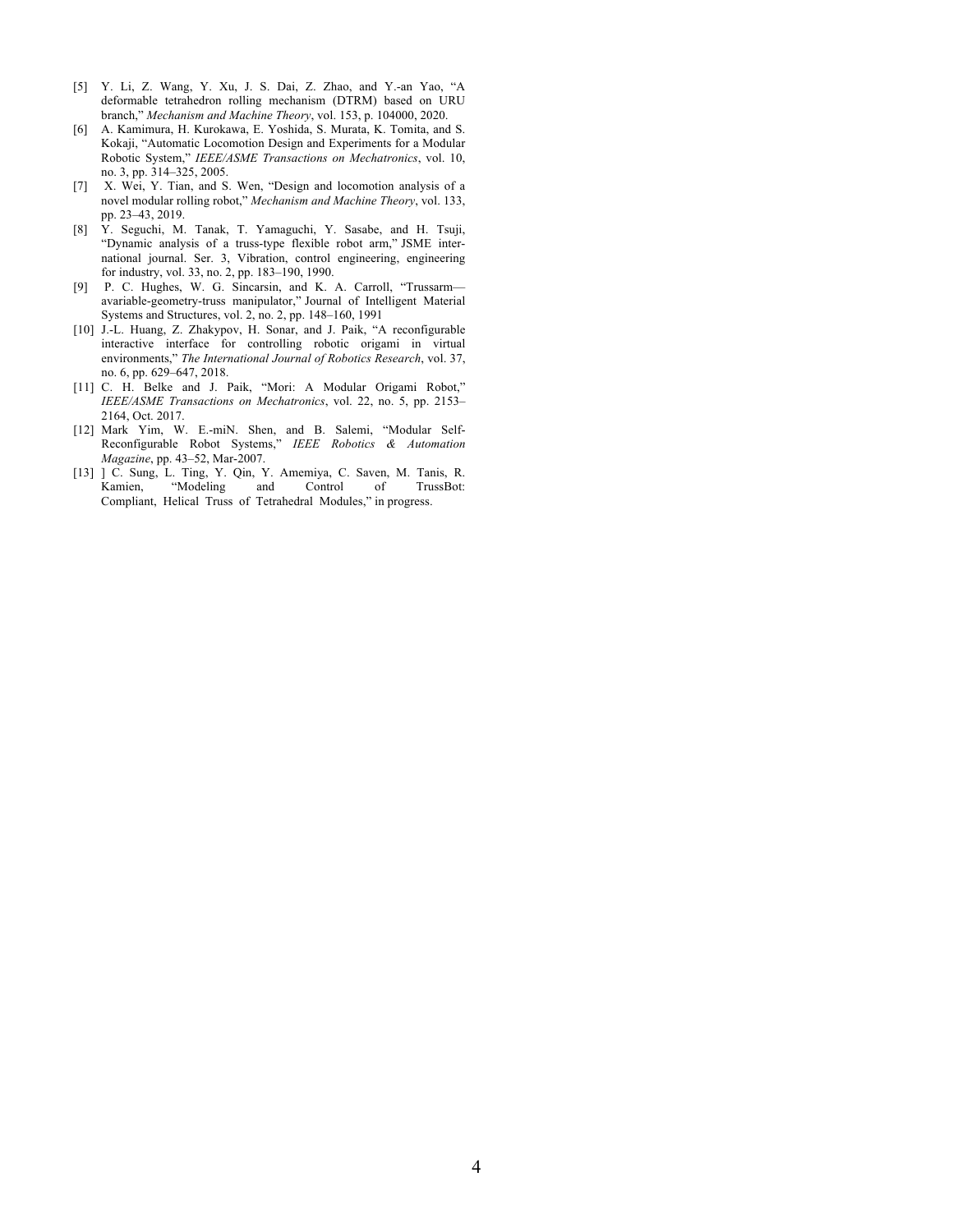[5] Y. Li, Z. Wang, Y. Xu, J. S. Dai, Z. Zhao, and Y.-an Yao, "A deformable tetrahedron rolling mechanism (DTRM) based on URU branch," *Mechanism and Machine Theory*, vol. 153, p. 104000, 2020.

[6] A. Kamimura, H. Kurokawa, E. Yoshida, S. Murata, K. Tomita, and S. Kokaji, "Automatic Locomotion Design and Experiments for a Modular Robotic System," *IEEE/ASME Transactions on Mechatronics*, vol. 10, no. 3, pp. 314–325, 2005.

[7] X. Wei, Y. Tian, and S. Wen, "Design and locomotion analysis of a novel modular rolling robot," *Mechanism and Machine Theory*, vol. 133, pp. 23–43, 2019.

[8] Y. Seguchi, M. Tanak, T. Yamaguchi, Y. Sasabe, and H. Tsuji, "Dynamic analysis of a truss-type flexible robot arm," JSME international journal. Ser. 3, Vibration, control engineering, engineering for industry, vol. 33, no. 2, pp. 183–190, 1990.

[9] P. C. Hughes, W. G. Sincarsin, and K. A. Carroll, "Trussarm—avariable-geometry-truss manipulator," Journal of Intelligent Material Systems and Structures, vol. 2, no. 2, pp. 148–160, 1991

[10] J.-L. Huang, Z. Zhakypov, H. Sonar, and J. Paik, "A reconfigurable interactive interface for controlling robotic origami in virtual environments," *The International Journal of Robotics Research*, vol. 37, no. 6, pp. 629–647, 2018.

[11] C. H. Belke and J. Paik, "Mori: A Modular Origami Robot," *IEEE/ASME Transactions on Mechatronics*, vol. 22, no. 5, pp. 2153–2164, Oct. 2017.

[12] Mark Yim, W. E.-miN. Shen, and B. Salemi, "Modular Self-Reconfigurable Robot Systems," *IEEE Robotics & Automation Magazine*, pp. 43–52, Mar-2007.

[13] ] C. Sung, L. Ting, Y. Qin, Y. Amemiya, C. Saven, M. Tanis, R. Kamien, "Modeling and Control of TrussBot: Compliant, Helical Truss of Tetrahedral Modules," in progress.